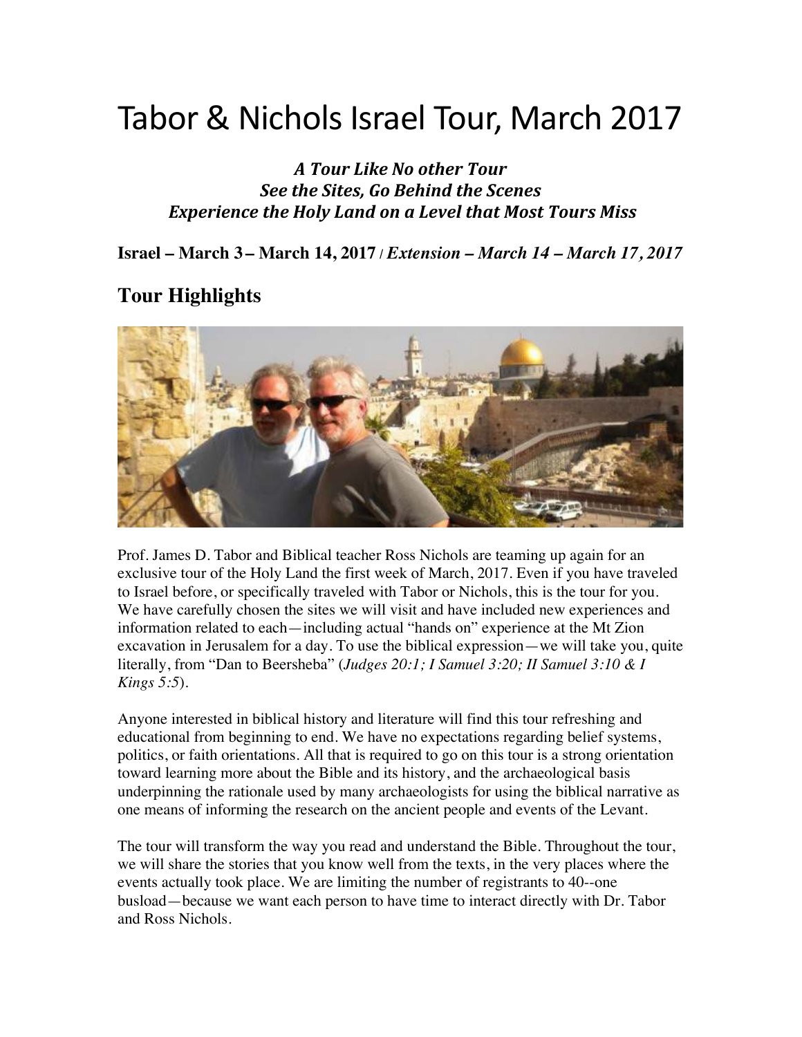# Tabor & Nichols Israel Tour, March 2017

***A Tour Like No other Tour***
***See the Sites, Go Behind the Scenes***
***Experience the Holy Land on a Level that Most Tours Miss***

**Israel – March 3 – March 14, 2017** / *Extension – March 14 – March 17, 2017*

## Tour Highlights

Prof. James D. Tabor and Biblical teacher Ross Nichols are teaming up again for an exclusive tour of the Holy Land the first week of March, 2017. Even if you have traveled to Israel before, or specifically traveled with Tabor or Nichols, this is the tour for you. We have carefully chosen the sites we will visit and have included new experiences and information related to each—including actual "hands on" experience at the Mt Zion excavation in Jerusalem for a day. To use the biblical expression—we will take you, quite literally, from "Dan to Beersheba" (*Judges 20:1; I Samuel 3:20; II Samuel 3:10 & I Kings 5:5*).

Anyone interested in biblical history and literature will find this tour refreshing and educational from beginning to end. We have no expectations regarding belief systems, politics, or faith orientations. All that is required to go on this tour is a strong orientation toward learning more about the Bible and its history, and the archaeological basis underpinning the rationale used by many archaeologists for using the biblical narrative as one means of informing the research on the ancient people and events of the Levant.

The tour will transform the way you read and understand the Bible. Throughout the tour, we will share the stories that you know well from the texts, in the very places where the events actually took place. We are limiting the number of registrants to 40--one busload—because we want each person to have time to interact directly with Dr. Tabor and Ross Nichols.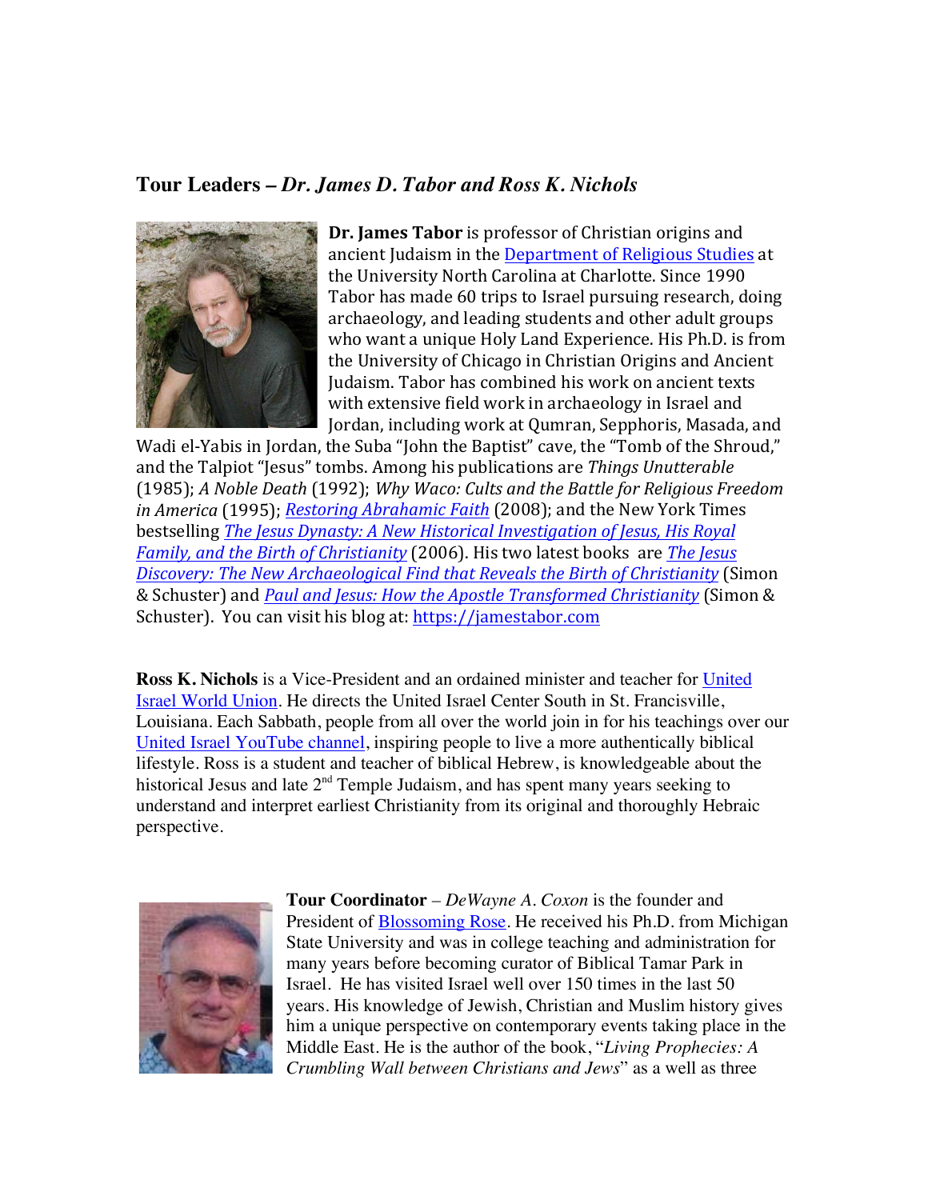## Tour Leaders – *Dr. James D. Tabor and Ross K. Nichols*

**Dr. James Tabor** is professor of Christian origins and ancient Judaism in the Department of Religious Studies at the University North Carolina at Charlotte. Since 1990 Tabor has made 60 trips to Israel pursuing research, doing archaeology, and leading students and other adult groups who want a unique Holy Land Experience. His Ph.D. is from the University of Chicago in Christian Origins and Ancient Judaism. Tabor has combined his work on ancient texts with extensive field work in archaeology in Israel and Jordan, including work at Qumran, Sepphoris, Masada, and Wadi el-Yabis in Jordan, the Suba "John the Baptist" cave, the "Tomb of the Shroud," and the Talpiot "Jesus" tombs. Among his publications are *Things Unutterable* (1985); *A Noble Death* (1992); *Why Waco: Cults and the Battle for Religious Freedom in America* (1995); *Restoring Abrahamic Faith* (2008); and the New York Times bestselling *The Jesus Dynasty: A New Historical Investigation of Jesus, His Royal Family, and the Birth of Christianity* (2006). His two latest books are *The Jesus Discovery: The New Archaeological Find that Reveals the Birth of Christianity* (Simon & Schuster) and *Paul and Jesus: How the Apostle Transformed Christianity* (Simon & Schuster). You can visit his blog at: https://jamestabor.com

**Ross K. Nichols** is a Vice-President and an ordained minister and teacher for United Israel World Union. He directs the United Israel Center South in St. Francisville, Louisiana. Each Sabbath, people from all over the world join in for his teachings over our United Israel YouTube channel, inspiring people to live a more authentically biblical lifestyle. Ross is a student and teacher of biblical Hebrew, is knowledgeable about the historical Jesus and late 2nd Temple Judaism, and has spent many years seeking to understand and interpret earliest Christianity from its original and thoroughly Hebraic perspective.

**Tour Coordinator** – *DeWayne A. Coxon* is the founder and President of Blossoming Rose. He received his Ph.D. from Michigan State University and was in college teaching and administration for many years before becoming curator of Biblical Tamar Park in Israel. He has visited Israel well over 150 times in the last 50 years. His knowledge of Jewish, Christian and Muslim history gives him a unique perspective on contemporary events taking place in the Middle East. He is the author of the book, "*Living Prophecies: A Crumbling Wall between Christians and Jews*" as a well as three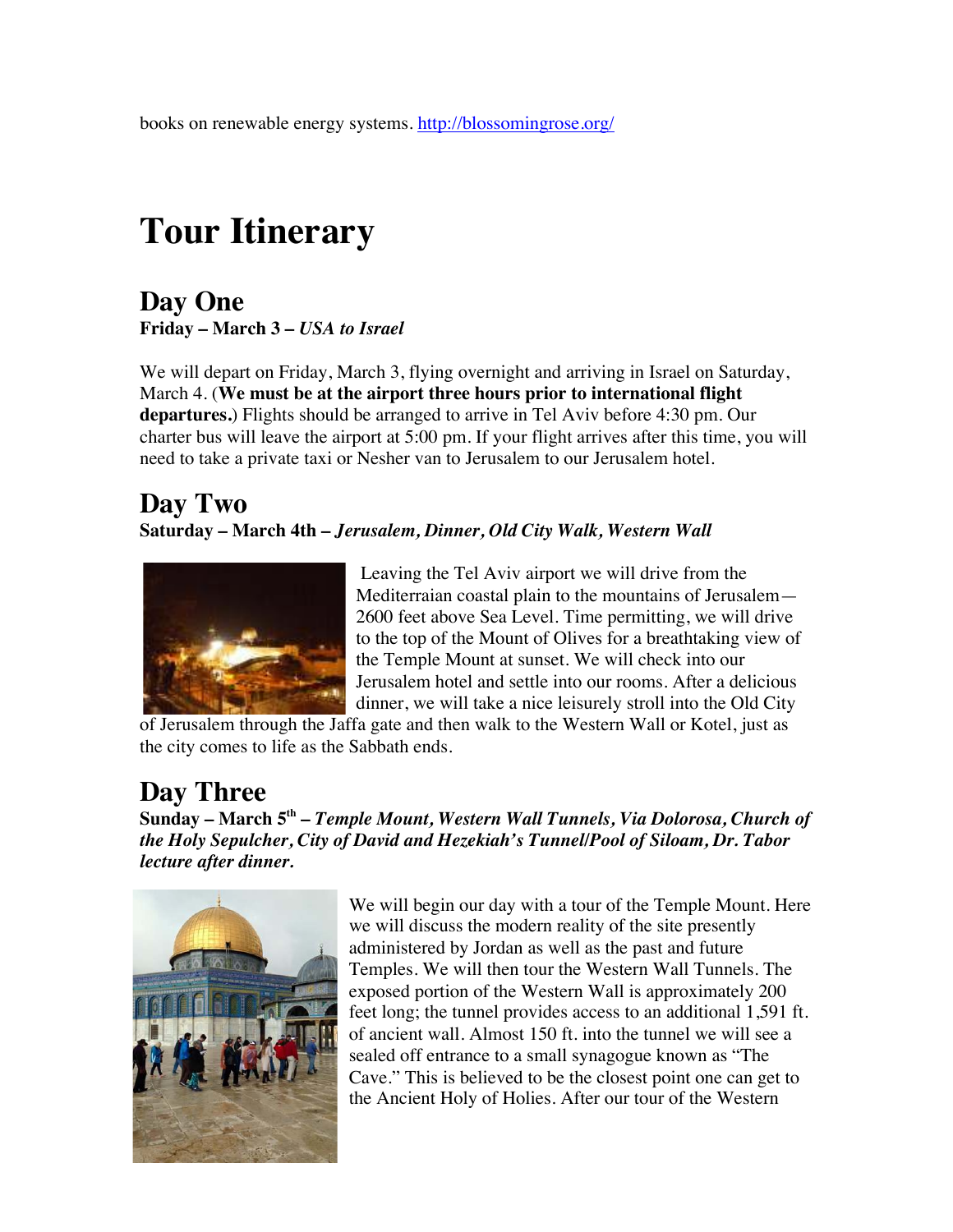books on renewable energy systems. http://blossomingrose.org/

# Tour Itinerary

## Day One

**Friday – March 3 – *USA to Israel***

We will depart on Friday, March 3, flying overnight and arriving in Israel on Saturday, March 4. (**We must be at the airport three hours prior to international flight departures.**) Flights should be arranged to arrive in Tel Aviv before 4:30 pm. Our charter bus will leave the airport at 5:00 pm. If your flight arrives after this time, you will need to take a private taxi or Nesher van to Jerusalem to our Jerusalem hotel.

## Day Two

**Saturday – March 4th – *Jerusalem, Dinner, Old City Walk, Western Wall***

Leaving the Tel Aviv airport we will drive from the Mediterraian coastal plain to the mountains of Jerusalem—2600 feet above Sea Level. Time permitting, we will drive to the top of the Mount of Olives for a breathtaking view of the Temple Mount at sunset. We will check into our Jerusalem hotel and settle into our rooms. After a delicious dinner, we will take a nice leisurely stroll into the Old City of Jerusalem through the Jaffa gate and then walk to the Western Wall or Kotel, just as the city comes to life as the Sabbath ends.

## Day Three

**Sunday – March 5th – *Temple Mount, Western Wall Tunnels, Via Dolorosa, Church of the Holy Sepulcher, City of David and Hezekiah's Tunnel/Pool of Siloam, Dr. Tabor lecture after dinner.***

We will begin our day with a tour of the Temple Mount. Here we will discuss the modern reality of the site presently administered by Jordan as well as the past and future Temples. We will then tour the Western Wall Tunnels. The exposed portion of the Western Wall is approximately 200 feet long; the tunnel provides access to an additional 1,591 ft. of ancient wall. Almost 150 ft. into the tunnel we will see a sealed off entrance to a small synagogue known as "The Cave." This is believed to be the closest point one can get to the Ancient Holy of Holies. After our tour of the Western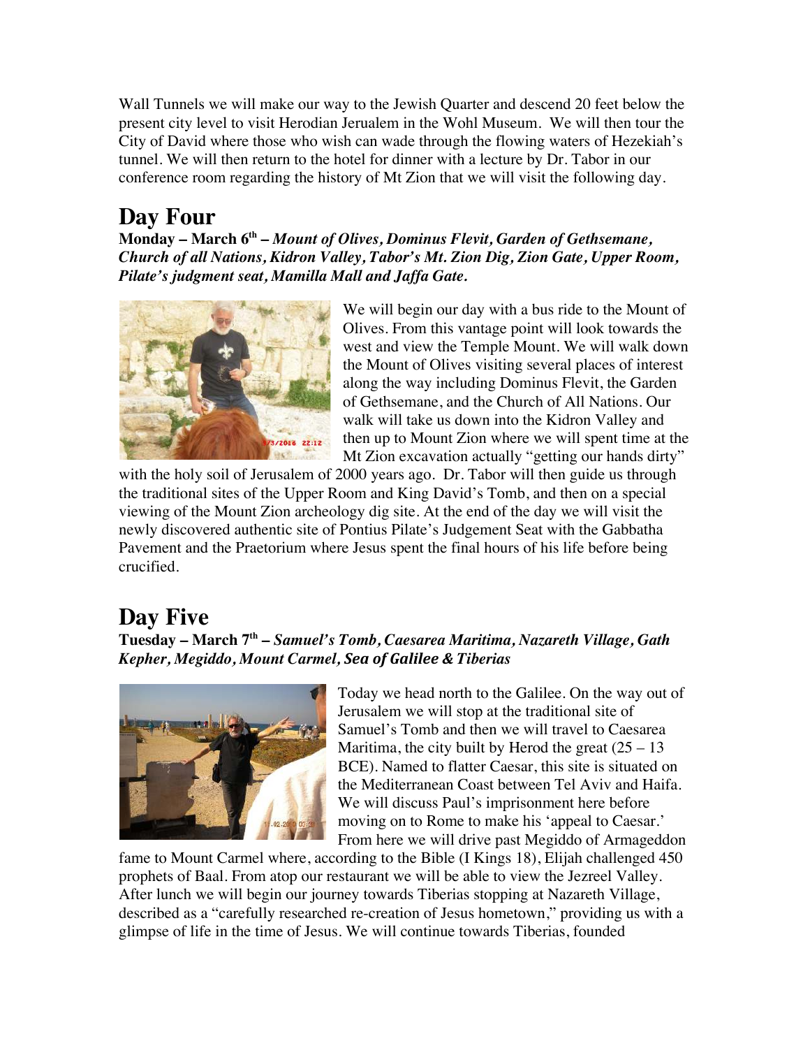Wall Tunnels we will make our way to the Jewish Quarter and descend 20 feet below the present city level to visit Herodian Jerualem in the Wohl Museum. We will then tour the City of David where those who wish can wade through the flowing waters of Hezekiah's tunnel. We will then return to the hotel for dinner with a lecture by Dr. Tabor in our conference room regarding the history of Mt Zion that we will visit the following day.

# Day Four

**Monday – March 6th –** ***Mount of Olives, Dominus Flevit, Garden of Gethsemane, Church of all Nations, Kidron Valley, Tabor's Mt. Zion Dig, Zion Gate, Upper Room, Pilate's judgment seat, Mamilla Mall and Jaffa Gate.***

We will begin our day with a bus ride to the Mount of Olives. From this vantage point will look towards the west and view the Temple Mount. We will walk down the Mount of Olives visiting several places of interest along the way including Dominus Flevit, the Garden of Gethsemane, and the Church of All Nations. Our walk will take us down into the Kidron Valley and then up to Mount Zion where we will spent time at the Mt Zion excavation actually "getting our hands dirty" with the holy soil of Jerusalem of 2000 years ago. Dr. Tabor will then guide us through the traditional sites of the Upper Room and King David's Tomb, and then on a special viewing of the Mount Zion archeology dig site. At the end of the day we will visit the newly discovered authentic site of Pontius Pilate's Judgement Seat with the Gabbatha Pavement and the Praetorium where Jesus spent the final hours of his life before being crucified.

# Day Five

**Tuesday – March 7th –** ***Samuel's Tomb, Caesarea Maritima, Nazareth Village, Gath Kepher, Megiddo, Mount Carmel, Sea of Galilee & Tiberias***

Today we head north to the Galilee. On the way out of Jerusalem we will stop at the traditional site of Samuel's Tomb and then we will travel to Caesarea Maritima, the city built by Herod the great (25 – 13 BCE). Named to flatter Caesar, this site is situated on the Mediterranean Coast between Tel Aviv and Haifa. We will discuss Paul's imprisonment here before moving on to Rome to make his 'appeal to Caesar.' From here we will drive past Megiddo of Armageddon fame to Mount Carmel where, according to the Bible (I Kings 18), Elijah challenged 450 prophets of Baal. From atop our restaurant we will be able to view the Jezreel Valley. After lunch we will begin our journey towards Tiberias stopping at Nazareth Village, described as a "carefully researched re-creation of Jesus hometown," providing us with a glimpse of life in the time of Jesus. We will continue towards Tiberias, founded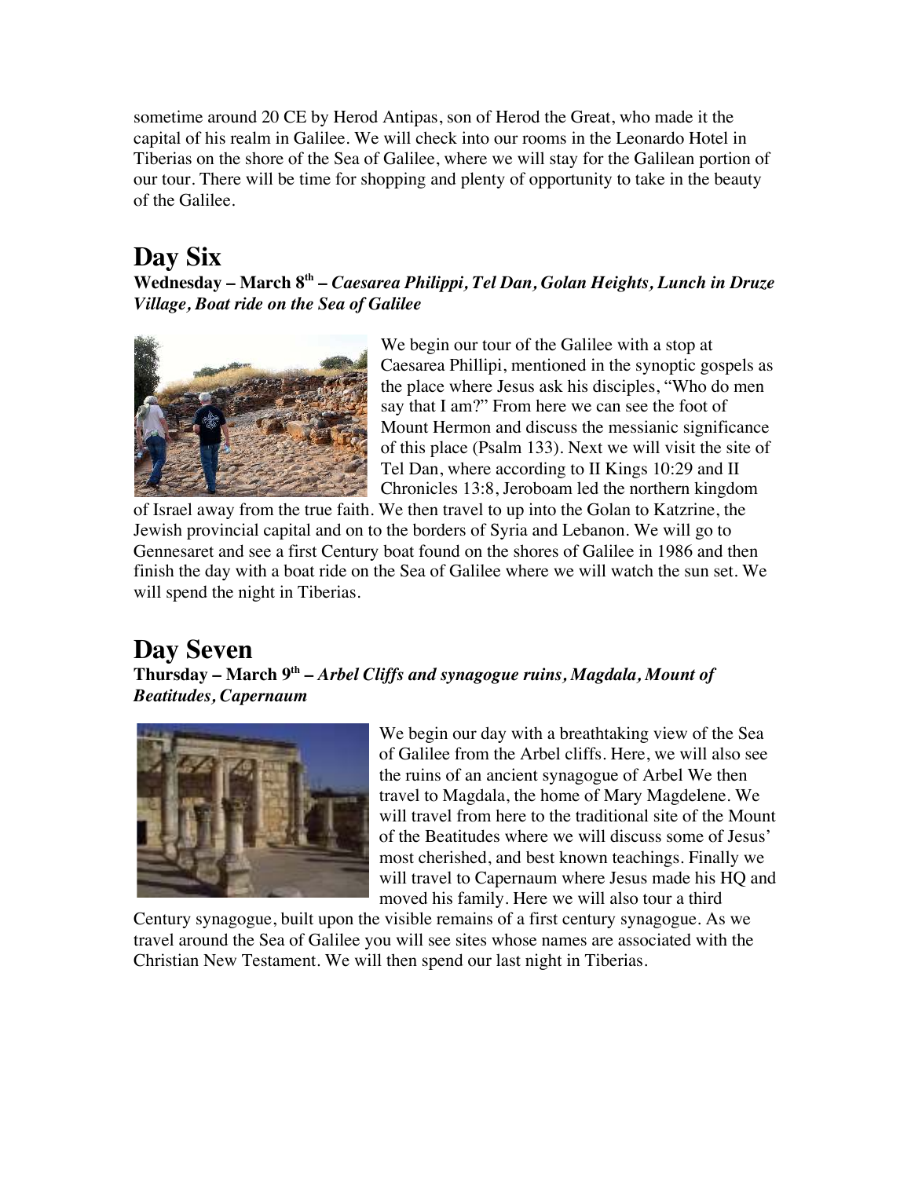sometime around 20 CE by Herod Antipas, son of Herod the Great, who made it the capital of his realm in Galilee. We will check into our rooms in the Leonardo Hotel in Tiberias on the shore of the Sea of Galilee, where we will stay for the Galilean portion of our tour. There will be time for shopping and plenty of opportunity to take in the beauty of the Galilee.

# Day Six

**Wednesday – March 8th –** ***Caesarea Philippi, Tel Dan, Golan Heights, Lunch in Druze Village, Boat ride on the Sea of Galilee***

We begin our tour of the Galilee with a stop at Caesarea Phillipi, mentioned in the synoptic gospels as the place where Jesus ask his disciples, "Who do men say that I am?" From here we can see the foot of Mount Hermon and discuss the messianic significance of this place (Psalm 133). Next we will visit the site of Tel Dan, where according to II Kings 10:29 and II Chronicles 13:8, Jeroboam led the northern kingdom of Israel away from the true faith. We then travel to up into the Golan to Katzrine, the Jewish provincial capital and on to the borders of Syria and Lebanon. We will go to Gennesaret and see a first Century boat found on the shores of Galilee in 1986 and then finish the day with a boat ride on the Sea of Galilee where we will watch the sun set. We will spend the night in Tiberias.

# Day Seven

**Thursday – March 9th –** ***Arbel Cliffs and synagogue ruins, Magdala, Mount of Beatitudes, Capernaum***

We begin our day with a breathtaking view of the Sea of Galilee from the Arbel cliffs. Here, we will also see the ruins of an ancient synagogue of Arbel We then travel to Magdala, the home of Mary Magdelene. We will travel from here to the traditional site of the Mount of the Beatitudes where we will discuss some of Jesus' most cherished, and best known teachings. Finally we will travel to Capernaum where Jesus made his HQ and moved his family. Here we will also tour a third Century synagogue, built upon the visible remains of a first century synagogue. As we travel around the Sea of Galilee you will see sites whose names are associated with the Christian New Testament. We will then spend our last night in Tiberias.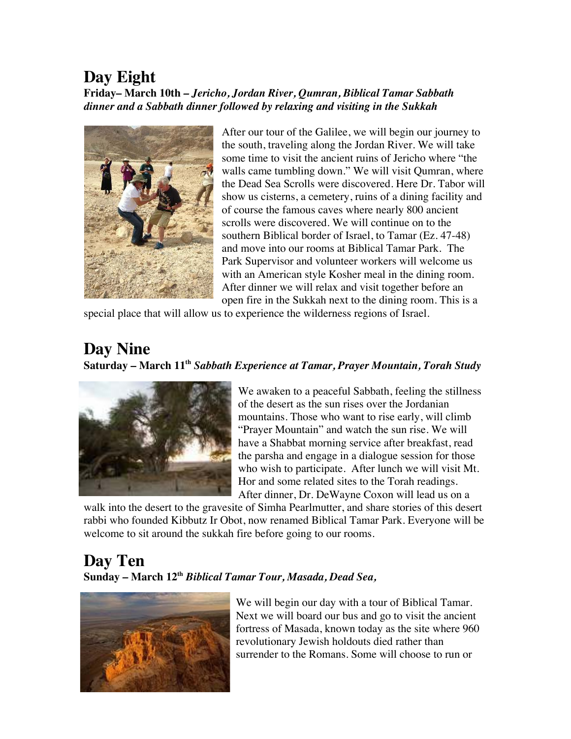## Day Eight

**Friday– March 10th –** ***Jericho, Jordan River, Qumran, Biblical Tamar Sabbath dinner and a Sabbath dinner followed by relaxing and visiting in the Sukkah***

After our tour of the Galilee, we will begin our journey to the south, traveling along the Jordan River. We will take some time to visit the ancient ruins of Jericho where "the walls came tumbling down." We will visit Qumran, where the Dead Sea Scrolls were discovered. Here Dr. Tabor will show us cisterns, a cemetery, ruins of a dining facility and of course the famous caves where nearly 800 ancient scrolls were discovered. We will continue on to the southern Biblical border of Israel, to Tamar (Ez. 47-48) and move into our rooms at Biblical Tamar Park. The Park Supervisor and volunteer workers will welcome us with an American style Kosher meal in the dining room. After dinner we will relax and visit together before an open fire in the Sukkah next to the dining room. This is a special place that will allow us to experience the wilderness regions of Israel.

## Day Nine

**Saturday – March 11th** ***Sabbath Experience at Tamar, Prayer Mountain, Torah Study***

We awaken to a peaceful Sabbath, feeling the stillness of the desert as the sun rises over the Jordanian mountains. Those who want to rise early, will climb "Prayer Mountain" and watch the sun rise. We will have a Shabbat morning service after breakfast, read the parsha and engage in a dialogue session for those who wish to participate. After lunch we will visit Mt. Hor and some related sites to the Torah readings. After dinner, Dr. DeWayne Coxon will lead us on a walk into the desert to the gravesite of Simha Pearlmutter, and share stories of this desert rabbi who founded Kibbutz Ir Obot, now renamed Biblical Tamar Park. Everyone will be welcome to sit around the sukkah fire before going to our rooms.

## Day Ten

**Sunday – March 12th** ***Biblical Tamar Tour, Masada, Dead Sea,***

We will begin our day with a tour of Biblical Tamar. Next we will board our bus and go to visit the ancient fortress of Masada, known today as the site where 960 revolutionary Jewish holdouts died rather than surrender to the Romans. Some will choose to run or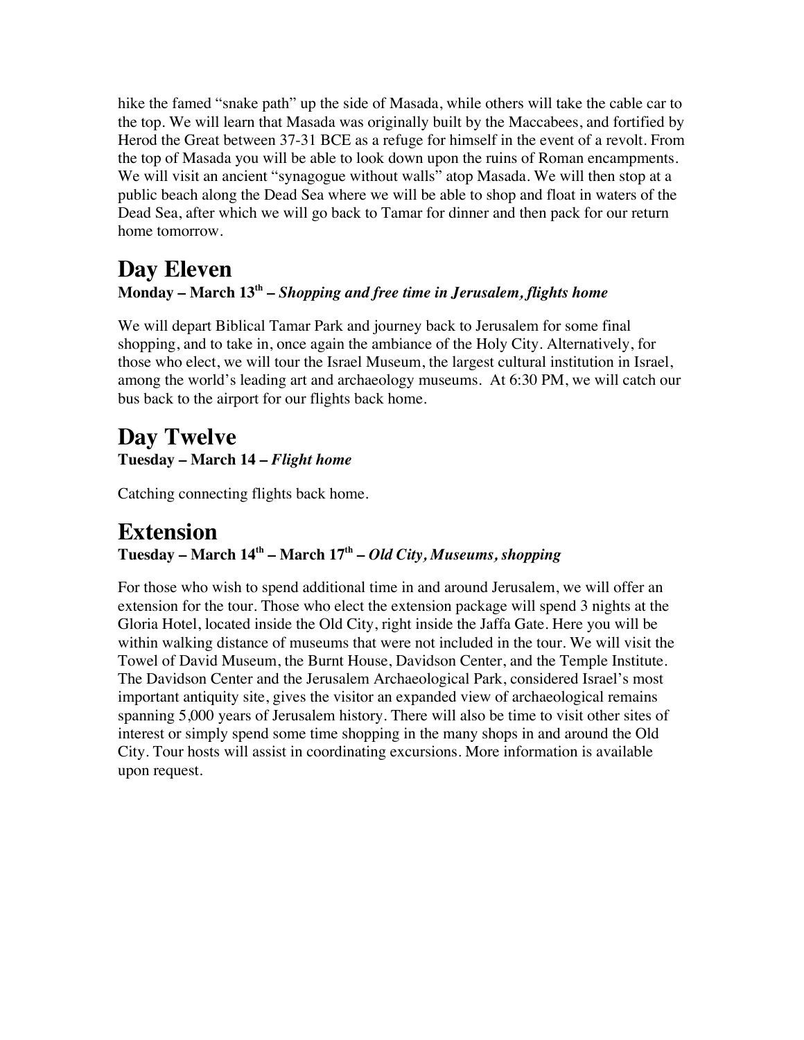hike the famed "snake path" up the side of Masada, while others will take the cable car to the top. We will learn that Masada was originally built by the Maccabees, and fortified by Herod the Great between 37-31 BCE as a refuge for himself in the event of a revolt. From the top of Masada you will be able to look down upon the ruins of Roman encampments. We will visit an ancient "synagogue without walls" atop Masada. We will then stop at a public beach along the Dead Sea where we will be able to shop and float in waters of the Dead Sea, after which we will go back to Tamar for dinner and then pack for our return home tomorrow.

# Day Eleven

**Monday – March 13th – *Shopping and free time in Jerusalem, flights home***

We will depart Biblical Tamar Park and journey back to Jerusalem for some final shopping, and to take in, once again the ambiance of the Holy City. Alternatively, for those who elect, we will tour the Israel Museum, the largest cultural institution in Israel, among the world's leading art and archaeology museums. At 6:30 PM, we will catch our bus back to the airport for our flights back home.

# Day Twelve

**Tuesday – March 14 – *Flight home***

Catching connecting flights back home.

# Extension

**Tuesday – March 14th – March 17th – *Old City, Museums, shopping***

For those who wish to spend additional time in and around Jerusalem, we will offer an extension for the tour. Those who elect the extension package will spend 3 nights at the Gloria Hotel, located inside the Old City, right inside the Jaffa Gate. Here you will be within walking distance of museums that were not included in the tour. We will visit the Towel of David Museum, the Burnt House, Davidson Center, and the Temple Institute. The Davidson Center and the Jerusalem Archaeological Park, considered Israel's most important antiquity site, gives the visitor an expanded view of archaeological remains spanning 5,000 years of Jerusalem history. There will also be time to visit other sites of interest or simply spend some time shopping in the many shops in and around the Old City. Tour hosts will assist in coordinating excursions. More information is available upon request.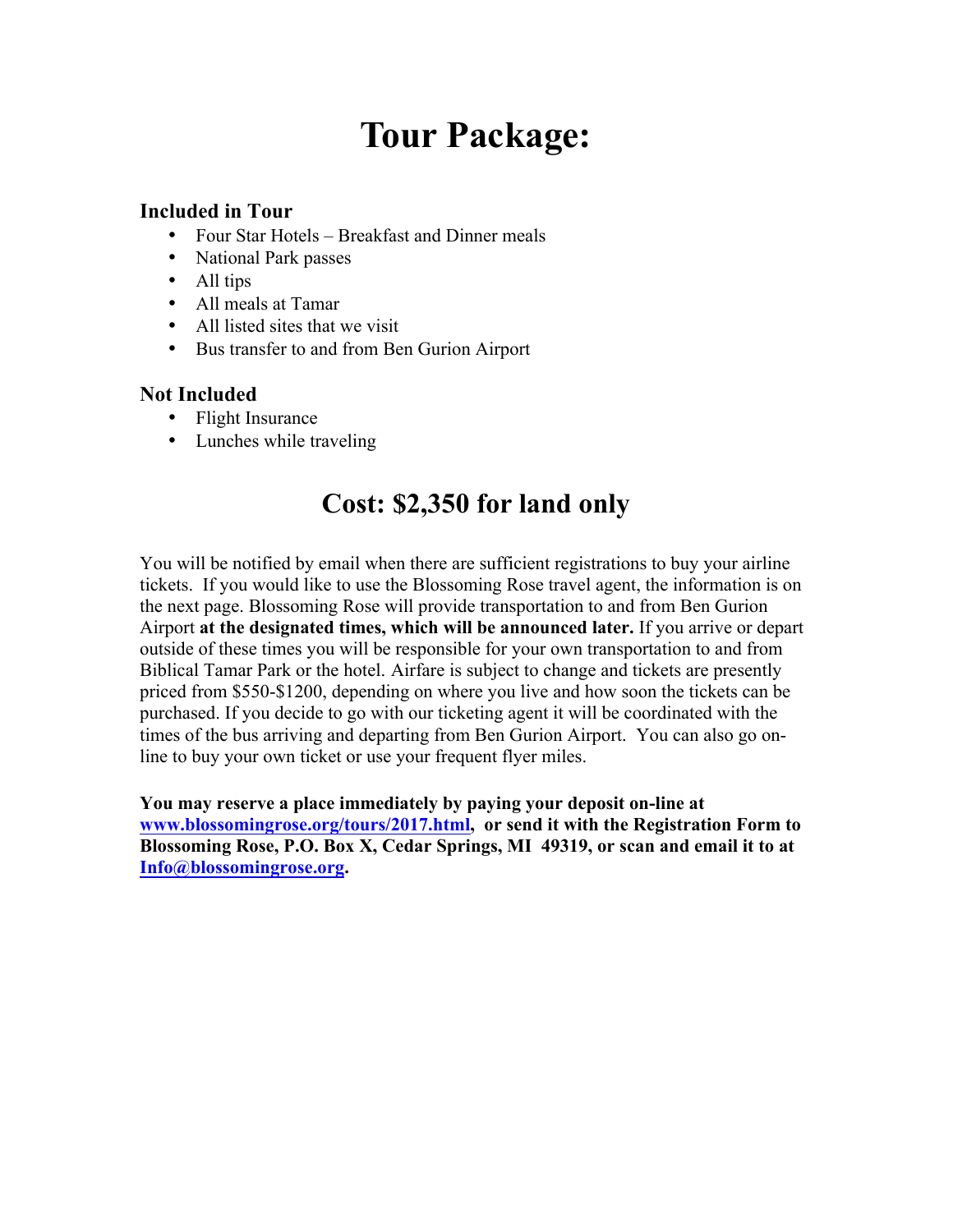# Tour Package:

### Included in Tour

- Four Star Hotels – Breakfast and Dinner meals
- National Park passes
- All tips
- All meals at Tamar
- All listed sites that we visit
- Bus transfer to and from Ben Gurion Airport

### Not Included

- Flight Insurance
- Lunches while traveling

## Cost: $2,350 for land only

You will be notified by email when there are sufficient registrations to buy your airline tickets. If you would like to use the Blossoming Rose travel agent, the information is on the next page. Blossoming Rose will provide transportation to and from Ben Gurion Airport **at the designated times, which will be announced later.** If you arrive or depart outside of these times you will be responsible for your own transportation to and from Biblical Tamar Park or the hotel. Airfare is subject to change and tickets are presently priced from $550-$1200, depending on where you live and how soon the tickets can be purchased. If you decide to go with our ticketing agent it will be coordinated with the times of the bus arriving and departing from Ben Gurion Airport. You can also go on-line to buy your own ticket or use your frequent flyer miles.

**You may reserve a place immediately by paying your deposit on-line at [www.blossomingrose.org/tours/2017.html](www.blossomingrose.org/tours/2017.html), or send it with the Registration Form to Blossoming Rose, P.O. Box X, Cedar Springs, MI 49319, or scan and email it to at [Info@blossomingrose.org](mailto:Info@blossomingrose.org).**